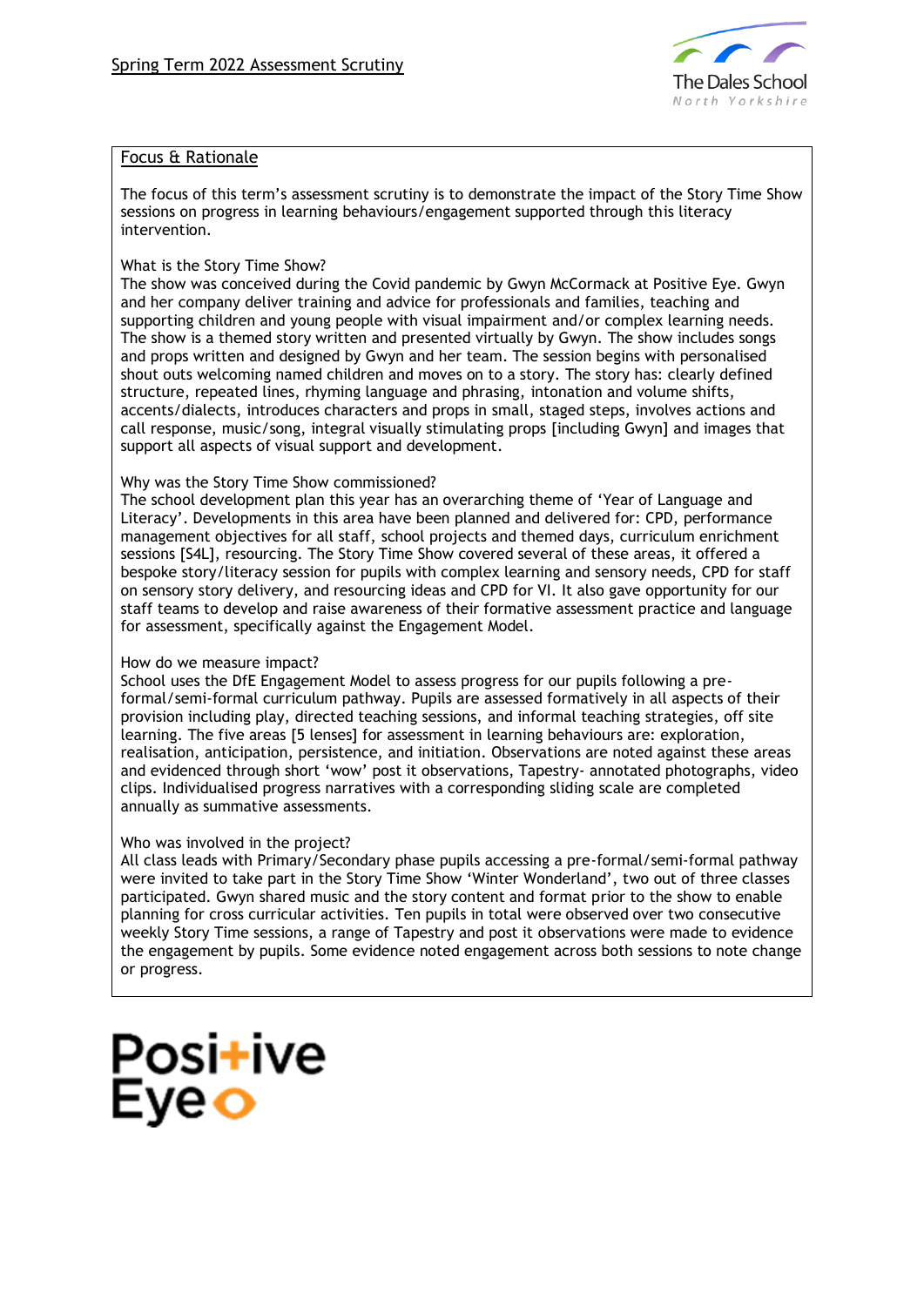# Spring Term 2022 Assessment Scrutiny

## Focus & Rationale

The focus of this term's assessment scrutiny is to demonstrate the impact of the Story Time Show sessions on progress in learning behaviours/engagement supported through this literacy intervention.

### What is the Story Time Show?

The show was conceived during the Covid pandemic by Gwyn McCormack at Positive Eye. Gwyn and her company deliver training and advice for professionals and families, teaching and supporting children and young people with visual impairment and/or complex learning needs. The show is a themed story written and presented virtually by Gwyn. The show includes songs and props written and designed by Gwyn and her team. The session begins with personalised shout outs welcoming named children and moves on to a story. The story has: clearly defined structure, repeated lines, rhyming language and phrasing, intonation and volume shifts, accents/dialects, introduces characters and props in small, staged steps, involves actions and call response, music/song, integral visually stimulating props [including Gwyn] and images that support all aspects of visual support and development.

### Why was the Story Time Show commissioned?

The school development plan this year has an overarching theme of 'Year of Language and Literacy'. Developments in this area have been planned and delivered for: CPD, performance management objectives for all staff, school projects and themed days, curriculum enrichment sessions [S4L], resourcing. The Story Time Show covered several of these areas, it offered a bespoke story/literacy session for pupils with complex learning and sensory needs, CPD for staff on sensory story delivery, and resourcing ideas and CPD for VI. It also gave opportunity for our staff teams to develop and raise awareness of their formative assessment practice and language for assessment, specifically against the Engagement Model.

### How do we measure impact?

School uses the DfE Engagement Model to assess progress for our pupils following a pre-formal/semi-formal curriculum pathway. Pupils are assessed formatively in all aspects of their provision including play, directed teaching sessions, and informal teaching strategies, off site learning. The five areas [5 lenses] for assessment in learning behaviours are: exploration, realisation, anticipation, persistence, and initiation. Observations are noted against these areas and evidenced through short 'wow' post it observations, Tapestry- annotated photographs, video clips. Individualised progress narratives with a corresponding sliding scale are completed annually as summative assessments.

### Who was involved in the project?

All class leads with Primary/Secondary phase pupils accessing a pre-formal/semi-formal pathway were invited to take part in the Story Time Show 'Winter Wonderland', two out of three classes participated. Gwyn shared music and the story content and format prior to the show to enable planning for cross curricular activities. Ten pupils in total were observed over two consecutive weekly Story Time sessions, a range of Tapestry and post it observations were made to evidence the engagement by pupils. Some evidence noted engagement across both sessions to note change or progress.

Positive Eye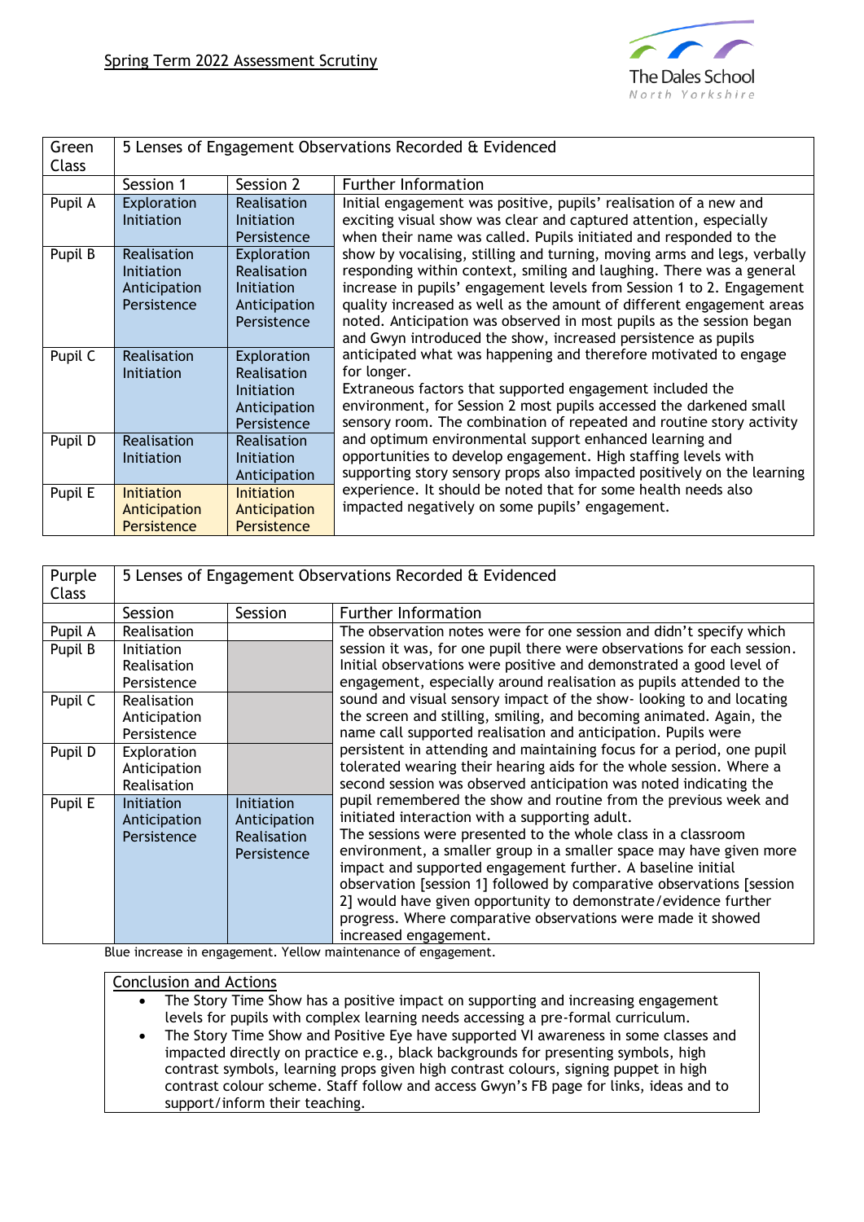Spring Term 2022 Assessment Scrutiny

| Green Class | 5 Lenses of Engagement Observations Recorded & Evidenced | | |
|---|---|---|---|
| | Session 1 | Session 2 | Further Information |
| Pupil A | Exploration<br>Initiation | Realisation<br>Initiation<br>Persistence | Initial engagement was positive, pupils' realisation of a new and exciting visual show was clear and captured attention, especially when their name was called. Pupils initiated and responded to the show by vocalising, stilling and turning, moving arms and legs, verbally responding within context, smiling and laughing. There was a general increase in pupils' engagement levels from Session 1 to 2. Engagement quality increased as well as the amount of different engagement areas noted. Anticipation was observed in most pupils as the session began and Gwyn introduced the show, increased persistence as pupils anticipated what was happening and therefore motivated to engage for longer.<br>Extraneous factors that supported engagement included the environment, for Session 2 most pupils accessed the darkened small sensory room. The combination of repeated and routine story activity and optimum environmental support enhanced learning and opportunities to develop engagement. High staffing levels with supporting story sensory props also impacted positively on the learning experience. It should be noted that for some health needs also impacted negatively on some pupils' engagement. |
| Pupil B | Realisation<br>Initiation<br>Anticipation<br>Persistence | Exploration<br>Realisation<br>Initiation<br>Anticipation<br>Persistence | |
| Pupil C | Realisation<br>Initiation | Exploration<br>Realisation<br>Initiation<br>Anticipation<br>Persistence | |
| Pupil D | Realisation<br>Initiation | Realisation<br>Initiation<br>Anticipation | |
| Pupil E | Initiation<br>Anticipation<br>Persistence | Initiation<br>Anticipation<br>Persistence | |

| Purple Class | 5 Lenses of Engagement Observations Recorded & Evidenced | | |
|---|---|---|---|
| | Session | Session | Further Information |
| Pupil A | Realisation | | The observation notes were for one session and didn't specify which session it was, for one pupil there were observations for each session. Initial observations were positive and demonstrated a good level of engagement, especially around realisation as pupils attended to the sound and visual sensory impact of the show- looking to and locating the screen and stilling, smiling, and becoming animated. Again, the name call supported realisation and anticipation. Pupils were persistent in attending and maintaining focus for a period, one pupil tolerated wearing their hearing aids for the whole session. Where a second session was observed anticipation was noted indicating the pupil remembered the show and routine from the previous week and initiated interaction with a supporting adult.<br>The sessions were presented to the whole class in a classroom environment, a smaller group in a smaller space may have given more impact and supported engagement further. A baseline initial observation [session 1] followed by comparative observations [session 2] would have given opportunity to demonstrate/evidence further progress. Where comparative observations were made it showed increased engagement. |
| Pupil B | Initiation<br>Realisation<br>Persistence | | |
| Pupil C | Realisation<br>Anticipation<br>Persistence | | |
| Pupil D | Exploration<br>Anticipation<br>Realisation | | |
| Pupil E | Initiation<br>Anticipation<br>Persistence | Initiation<br>Anticipation<br>Realisation<br>Persistence | |

Blue increase in engagement. Yellow maintenance of engagement.

**Conclusion and Actions**

- The Story Time Show has a positive impact on supporting and increasing engagement levels for pupils with complex learning needs accessing a pre-formal curriculum.
- The Story Time Show and Positive Eye have supported VI awareness in some classes and impacted directly on practice e.g., black backgrounds for presenting symbols, high contrast symbols, learning props given high contrast colours, signing puppet in high contrast colour scheme. Staff follow and access Gwyn's FB page for links, ideas and to support/inform their teaching.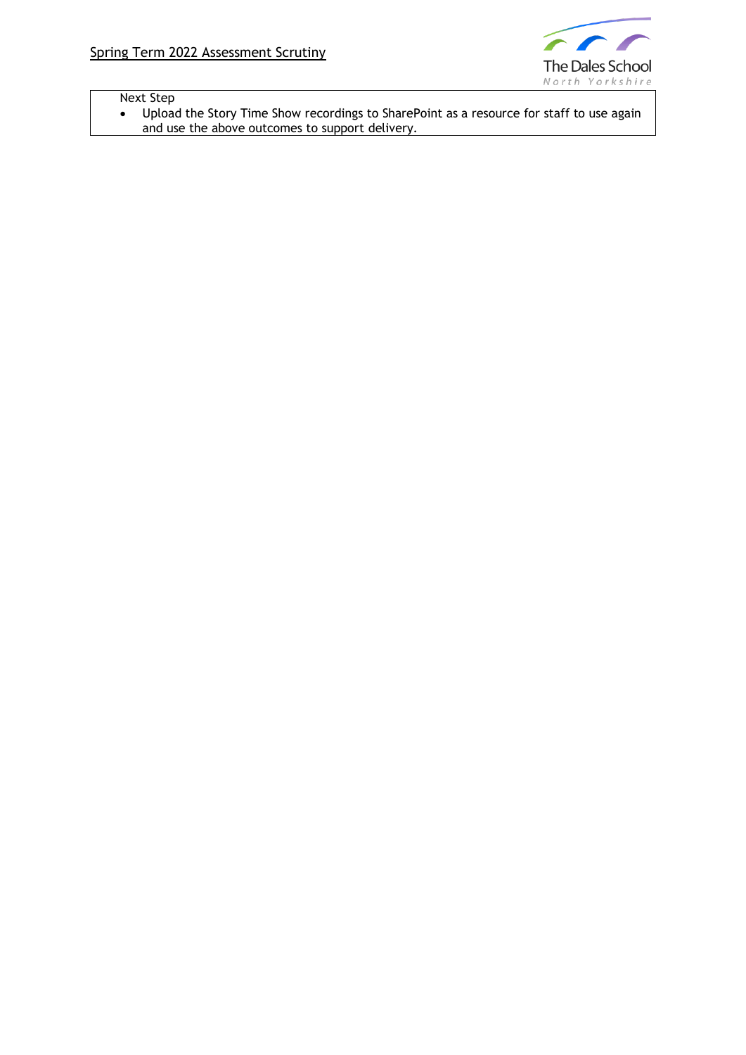Next Step

- Upload the Story Time Show recordings to SharePoint as a resource for staff to use again and use the above outcomes to support delivery.